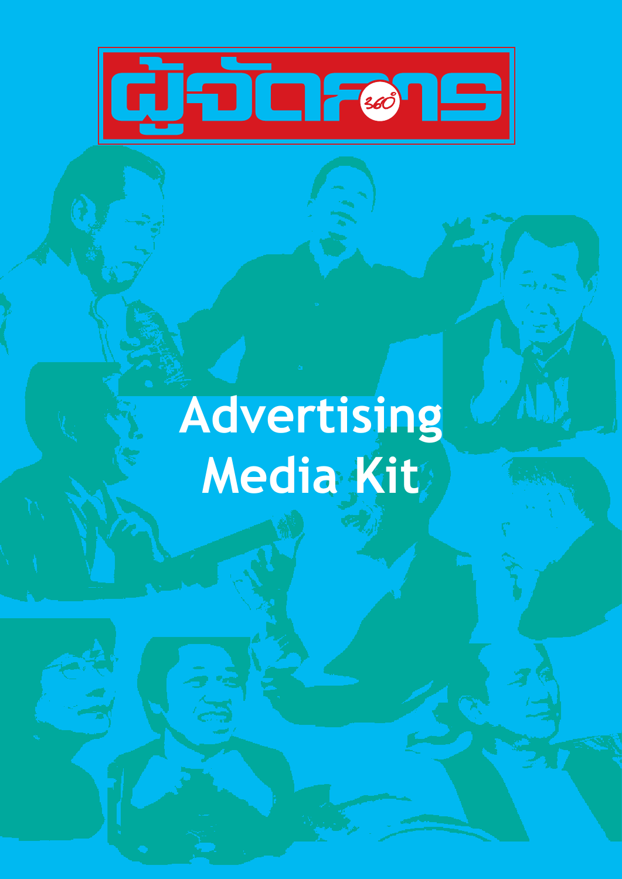# ผู้จัดการ 360°

# Advertising Media Kit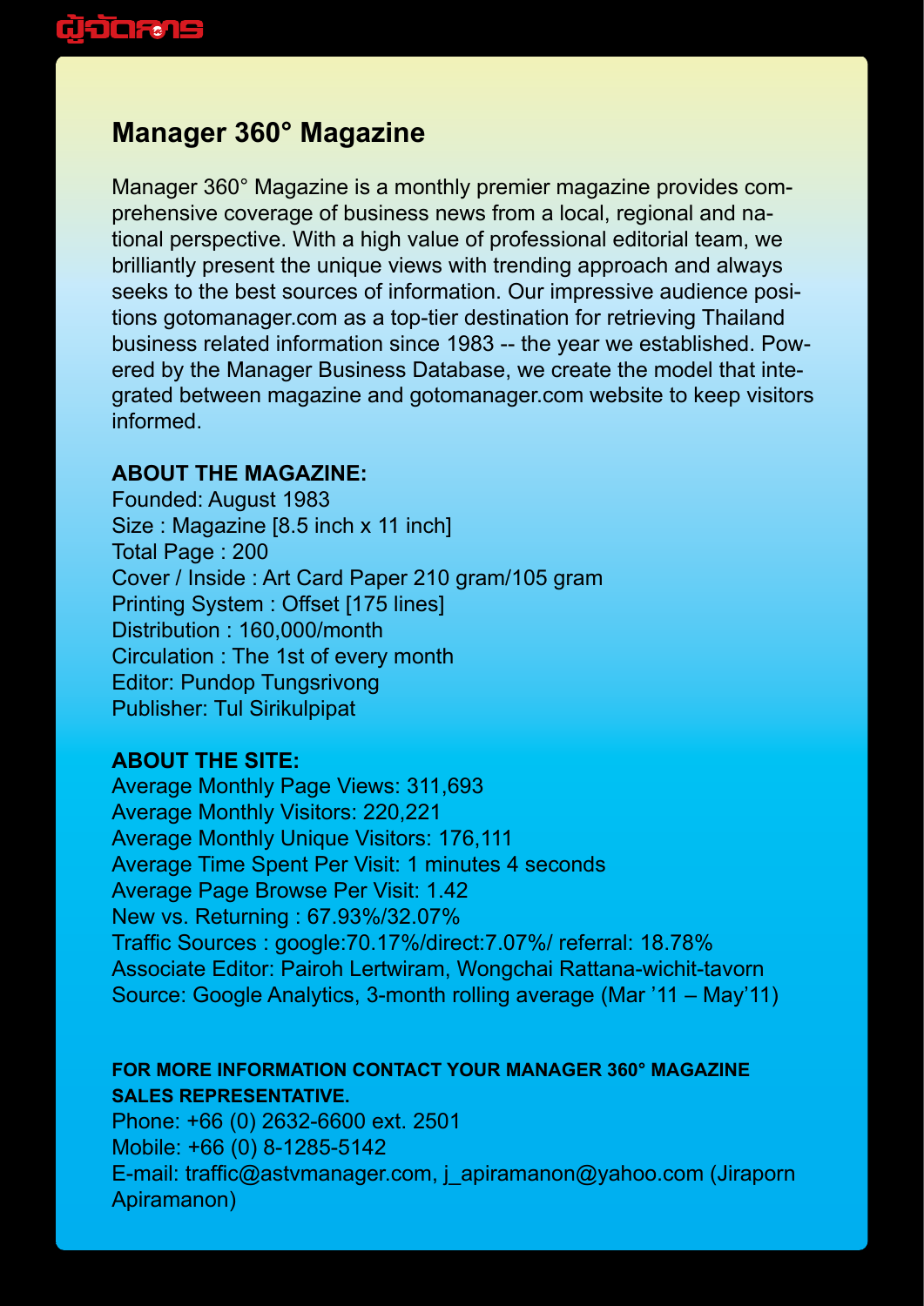ผู้จัดการ

## Manager 360° Magazine

Manager 360° Magazine is a monthly premier magazine provides comprehensive coverage of business news from a local, regional and national perspective. With a high value of professional editorial team, we brilliantly present the unique views with trending approach and always seeks to the best sources of information. Our impressive audience positions gotomanager.com as a top-tier destination for retrieving Thailand business related information since 1983 -- the year we established. Powered by the Manager Business Database, we create the model that integrated between magazine and gotomanager.com website to keep visitors informed.

**ABOUT THE MAGAZINE:**

Founded: August 1983
Size : Magazine [8.5 inch x 11 inch]
Total Page : 200
Cover / Inside : Art Card Paper 210 gram/105 gram
Printing System : Offset [175 lines]
Distribution : 160,000/month
Circulation : The 1st of every month
Editor: Pundop Tungsrivong
Publisher: Tul Sirikulpipat

**ABOUT THE SITE:**

Average Monthly Page Views: 311,693
Average Monthly Visitors: 220,221
Average Monthly Unique Visitors: 176,111
Average Time Spent Per Visit: 1 minutes 4 seconds
Average Page Browse Per Visit: 1.42
New vs. Returning : 67.93%/32.07%
Traffic Sources : google:70.17%/direct:7.07%/ referral: 18.78%
Associate Editor: Pairoh Lertwiram, Wongchai Rattana-wichit-tavorn
Source: Google Analytics, 3-month rolling average (Mar '11 – May'11)

**FOR MORE INFORMATION CONTACT YOUR MANAGER 360° MAGAZINE SALES REPRESENTATIVE.**

Phone: +66 (0) 2632-6600 ext. 2501
Mobile: +66 (0) 8-1285-5142
E-mail: traffic@astvmanager.com, j_apiramanon@yahoo.com (Jiraporn Apiramanon)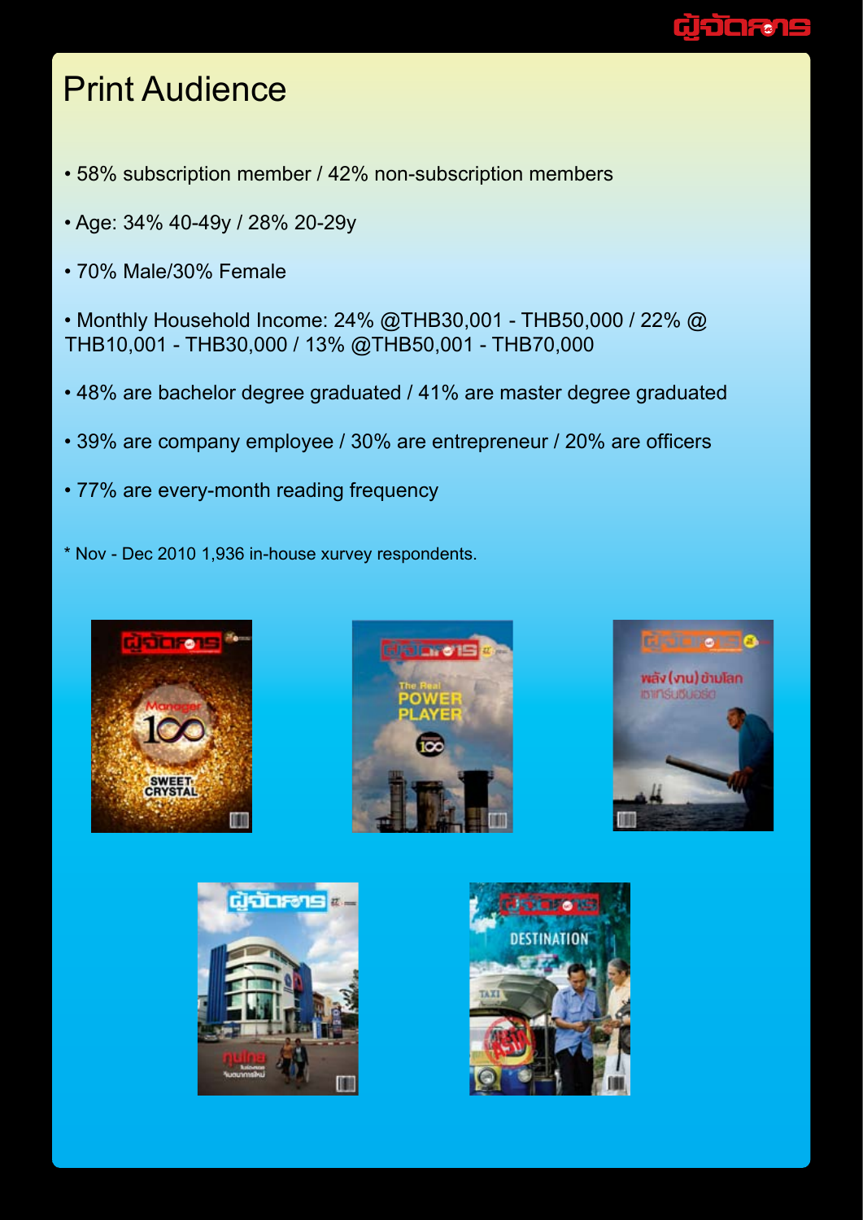# Print Audience

- 58% subscription member / 42% non-subscription members
- Age: 34% 40-49y / 28% 20-29y
- 70% Male/30% Female
- Monthly Household Income: 24% @THB30,001 - THB50,000 / 22% @ THB10,001 - THB30,000 / 13% @THB50,001 - THB70,000
- 48% are bachelor degree graduated / 41% are master degree graduated
- 39% are company employee / 30% are entrepreneur / 20% are officers
- 77% are every-month reading frequency

* Nov - Dec 2010 1,936 in-house xurvey respondents.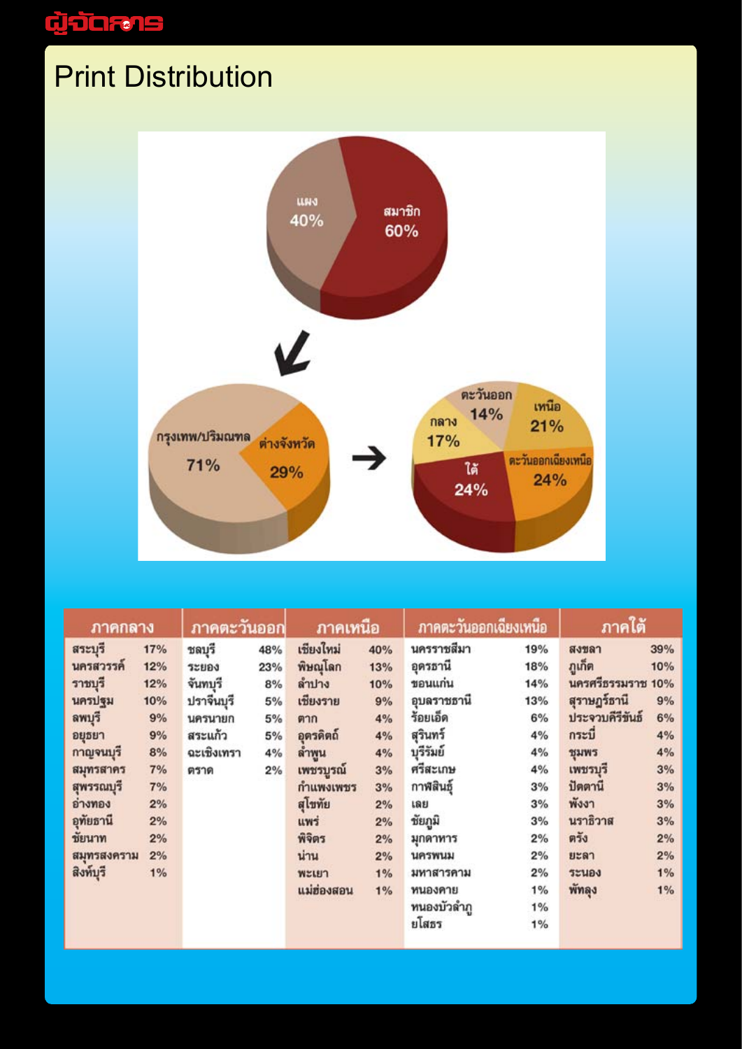# Print Distribution

แผง 40%
สมาชิก 60%

กรุงเทพ/ปริมณฑล 71%
ต่างจังหวัด 29%

ตะวันออก 14%
เหนือ 21%
กลาง 17%
ใต้ 24%
ตะวันออกเฉียงเหนือ 24%

| ภาคกลาง | | ภาคตะวันออก | | ภาคเหนือ | | ภาคตะวันออกเฉียงเหนือ | | ภาคใต้ | |
|---|---|---|---|---|---|---|---|---|---|
| สระบุรี | 17% | ชลบุรี | 48% | เชียงใหม่ | 40% | นครราชสีมา | 19% | สงขลา | 39% |
| นครสวรรค์ | 12% | ระยอง | 23% | พิษณุโลก | 13% | อุดรธานี | 18% | ภูเก็ต | 10% |
| ราชบุรี | 12% | จันทบุรี | 8% | ลำปาง | 10% | ขอนแก่น | 14% | นครศรีธรรมราช | 10% |
| นครปฐม | 10% | ปราจีนบุรี | 5% | เชียงราย | 9% | อุบลราชธานี | 13% | สุราษฎร์ธานี | 9% |
| ลพบุรี | 9% | นครนายก | 5% | ตาก | 4% | ร้อยเอ็ด | 6% | ประจวบคีรีขันธ์ | 6% |
| อยุธยา | 9% | สระแก้ว | 5% | อุตรดิตถ์ | 4% | สุรินทร์ | 4% | กระบี่ | 4% |
| กาญจนบุรี | 8% | ฉะเชิงเทรา | 4% | ลำพูน | 4% | บุรีรัมย์ | 4% | ชุมพร | 4% |
| สมุทรสาคร | 7% | ตราด | 2% | เพชรบูรณ์ | 3% | ศรีสะเกษ | 4% | เพชรบุรี | 3% |
| สุพรรณบุรี | 7% | | | กำแพงเพชร | 3% | กาฬสินธุ์ | 3% | ปัตตานี | 3% |
| อ่างทอง | 2% | | | สุโขทัย | 2% | เลย | 3% | พังงา | 3% |
| อุทัยธานี | 2% | | | แพร่ | 2% | ชัยภูมิ | 3% | นราธิวาส | 3% |
| ชัยนาท | 2% | | | พิจิตร | 2% | มุกดาหาร | 2% | ตรัง | 2% |
| สมุทรสงคราม | 2% | | | น่าน | 2% | นครพนม | 2% | ยะลา | 2% |
| สิงห์บุรี | 1% | | | พะเยา | 1% | มหาสารคาม | 2% | ระนอง | 1% |
| | | | | แม่ฮ่องสอน | 1% | หนองคาย | 1% | พัทลุง | 1% |
| | | | | | | หนองบัวลำภู | 1% | | |
| | | | | | | ยโสธร | 1% | | |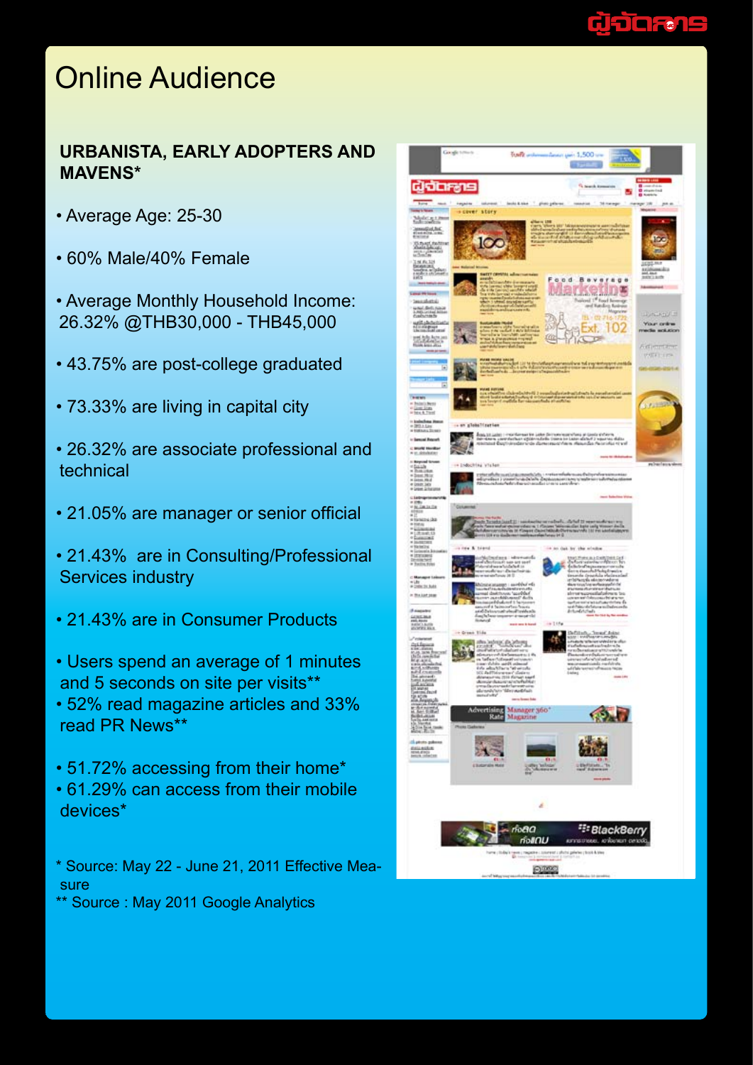# Online Audience

## URBANISTA, EARLY ADOPTERS AND MAVENS*

- Average Age: 25-30
- 60% Male/40% Female
- Average Monthly Household Income: 26.32% @THB30,000 - THB45,000
- 43.75% are post-college graduated
- 73.33% are living in capital city
- 26.32% are associate professional and technical
- 21.05% are manager or senior official
- 21.43% are in Consulting/Professional Services industry
- 21.43% are in Consumer Products
- Users spend an average of 1 minutes and 5 seconds on site per visits**
- 52% read magazine articles and 33% read PR News**
- 51.72% accessing from their home*
- 61.29% can access from their mobile devices*

* Source: May 22 - June 21, 2011 Effective Measure
** Source : May 2011 Google Analytics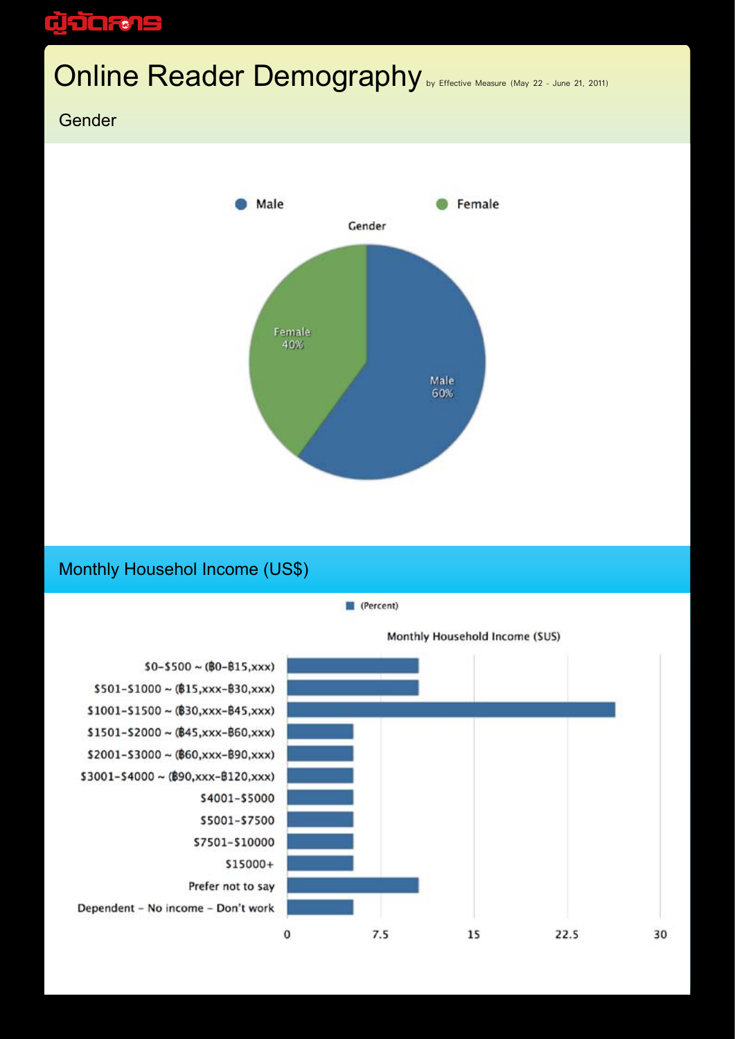# Online Reader Demography

by Effective Measure (May 22 - June 21, 2011)

## Gender

Male | Female

Gender

| Gender | Percent |
| --- | --- |
| Male | 60% |
| Female | 40% |

## Monthly Househol Income (US$)

(Percent)

Monthly Household Income ($US)

| Monthly Household Income ($US) | Percent (approx.) |
| --- | --- |
| $0-$500 ~ (฿0-฿15,xxx) | 10.5 |
| $501-$1000 ~ (฿15,xxx-฿30,xxx) | 10.5 |
| $1001-$1500 ~ (฿30,xxx-฿45,xxx) | 26.3 |
| $1501-$2000 ~ (฿45,xxx-฿60,xxx) | 5.3 |
| $2001-$3000 ~ (฿60,xxx-฿90,xxx) | 5.3 |
| $3001-$4000 ~ (฿90,xxx-฿120,xxx) | 5.3 |
| $4001-$5000 | 5.3 |
| $5001-$7500 | 5.3 |
| $7501-$10000 | 5.3 |
| $15000+ | 5.3 |
| Prefer not to say | 10.5 |
| Dependent - No income - Don't work | 5.3 |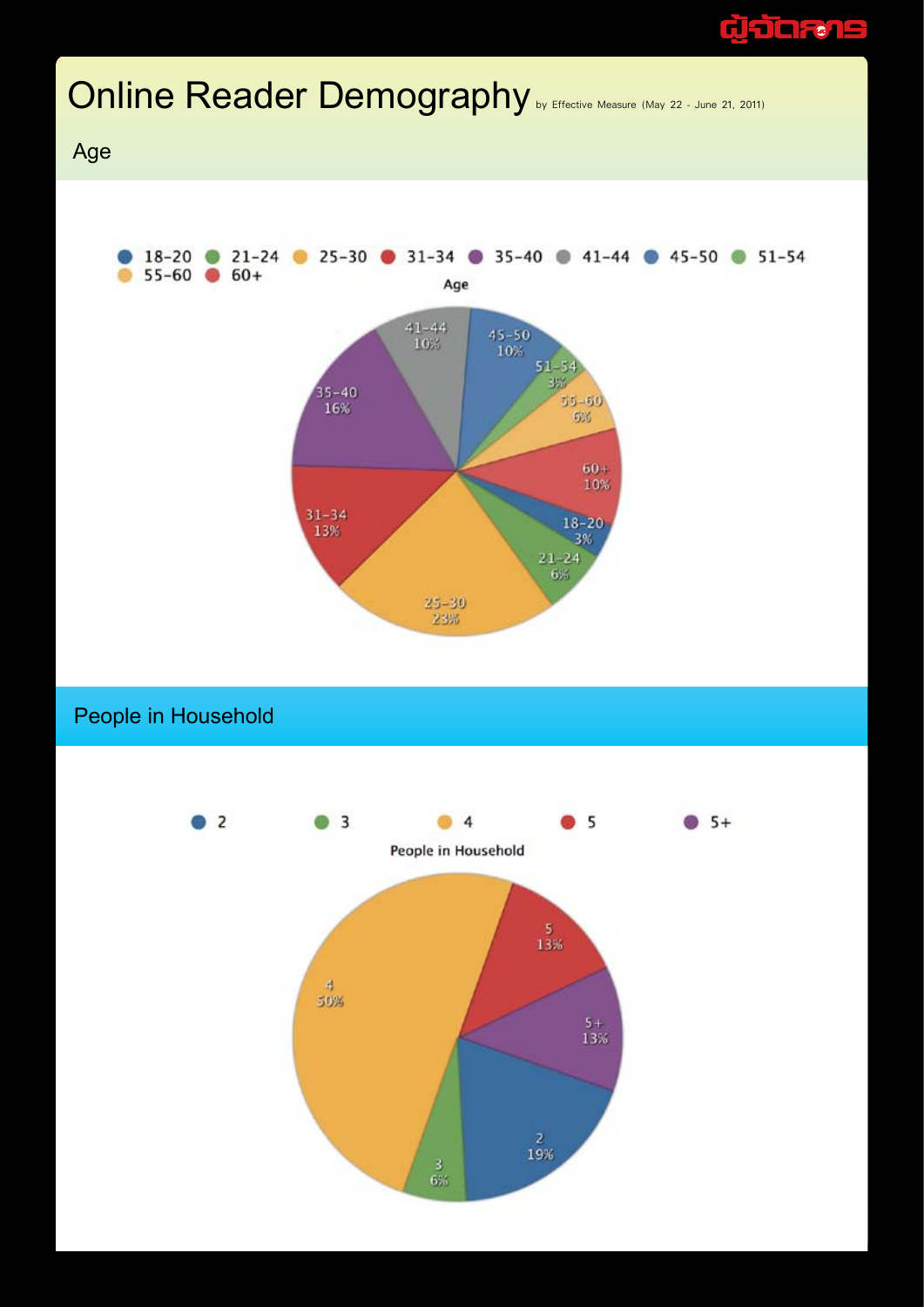# Online Reader Demography

by Effective Measure (May 22 - June 21, 2011)

## Age

| Age | Percentage |
|---|---|
| 18-20 | 3% |
| 21-24 | 6% |
| 25-30 | 23% |
| 31-34 | 13% |
| 35-40 | 16% |
| 41-44 | 10% |
| 45-50 | 10% |
| 51-54 | 3% |
| 55-60 | 6% |
| 60+ | 10% |

## People in Household

| People in Household | Percentage |
|---|---|
| 2 | 19% |
| 3 | 6% |
| 4 | 50% |
| 5 | 13% |
| 5+ | 13% |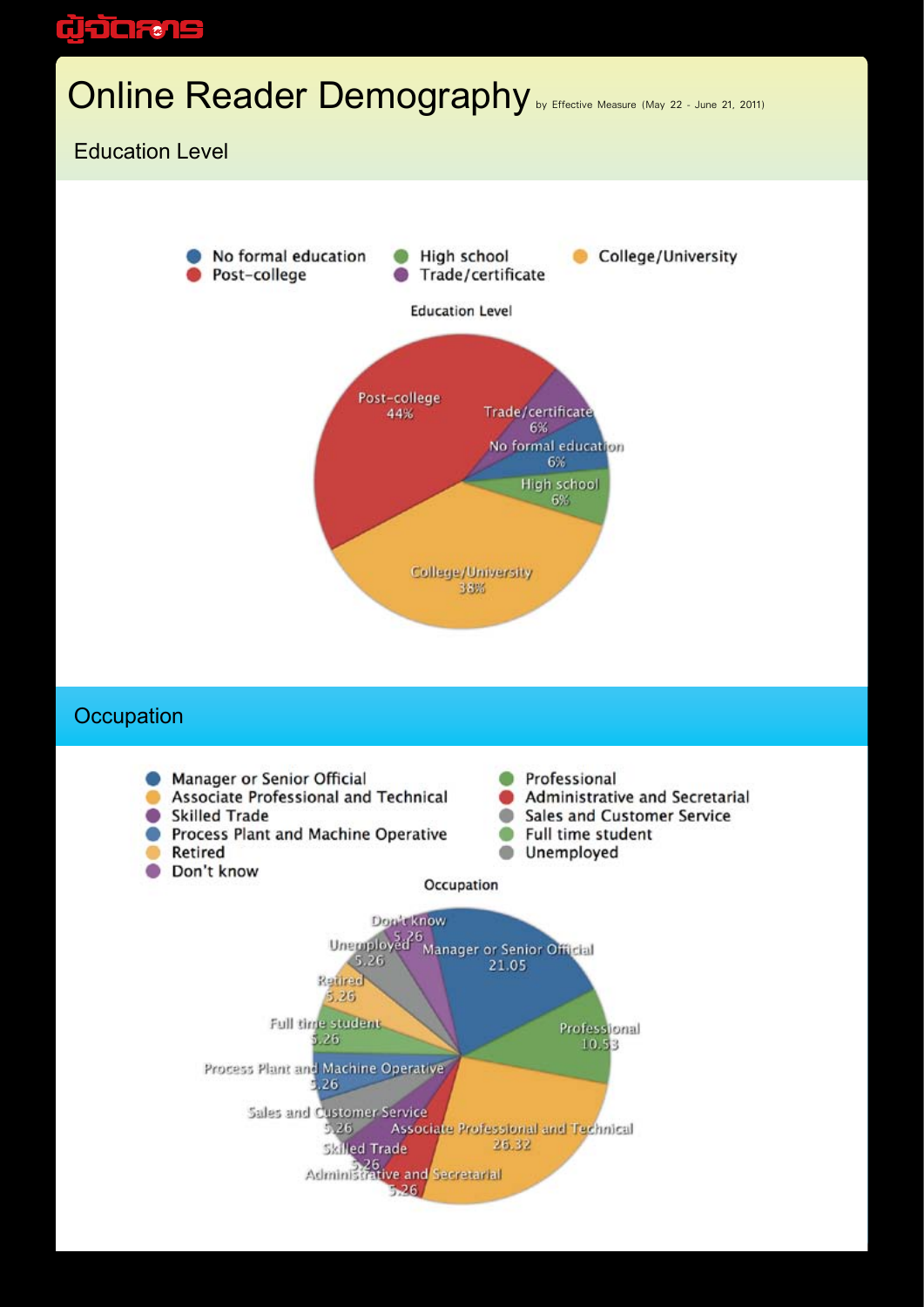# Online Reader Demography

by Effective Measure (May 22 - June 21, 2011)

## Education Level

Education Level

| Education Level | % |
|---|---|
| Post-college | 44% |
| College/University | 38% |
| Trade/certificate | 6% |
| No formal education | 6% |
| High school | 6% |

## Occupation

Occupation

| Occupation | Value |
|---|---|
| Manager or Senior Official | 21.05 |
| Professional | 10.53 |
| Associate Professional and Technical | 26.32 |
| Administrative and Secretarial | 5.26 |
| Skilled Trade | 5.26 |
| Sales and Customer Service | 5.26 |
| Process Plant and Machine Operative | 5.26 |
| Full time student | 5.26 |
| Retired | 5.26 |
| Unemployed | 5.26 |
| Don't know | 5.26 |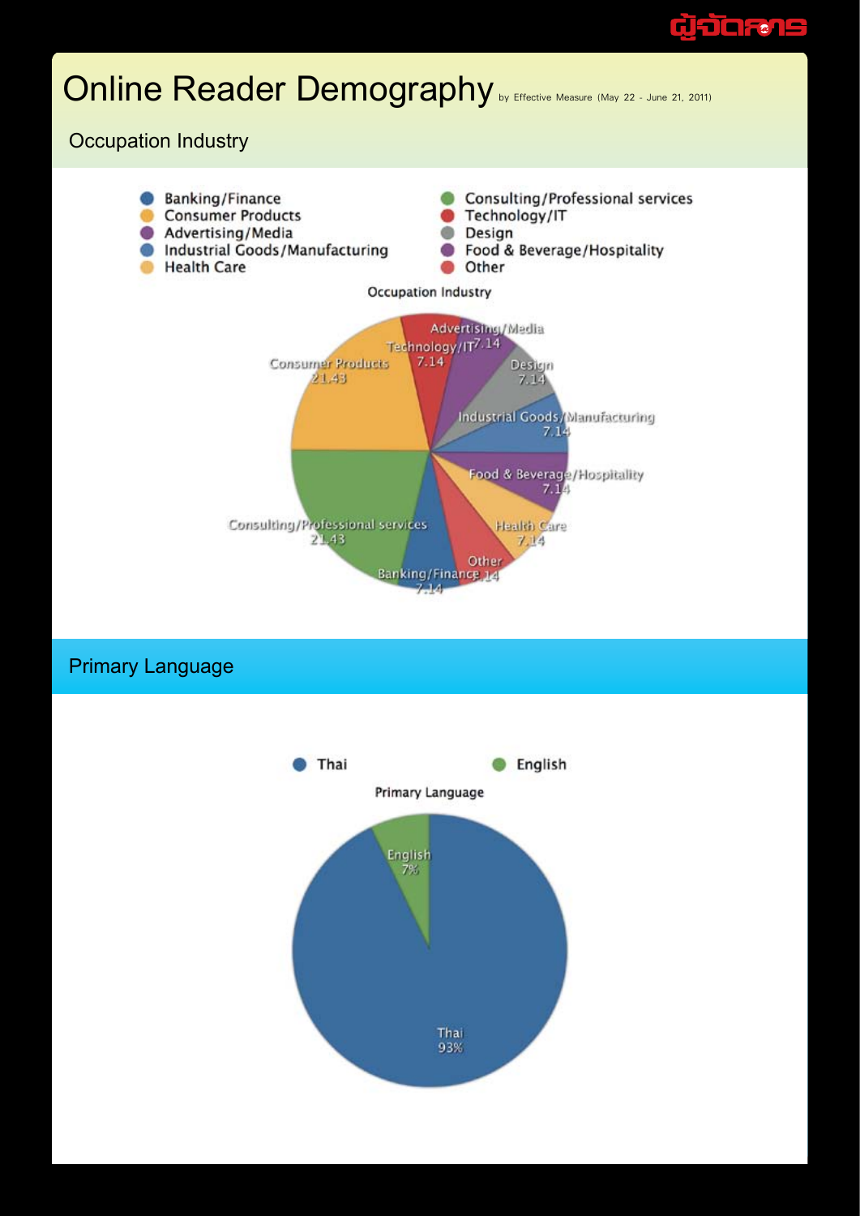# Online Reader Demography

by Effective Measure (May 22 - June 21, 2011)

## Occupation Industry

**Occupation Industry**

| Occupation Industry | % |
|---|---|
| Banking/Finance | 7.14 |
| Consumer Products | 21.43 |
| Advertising/Media | 7.14 |
| Industrial Goods/Manufacturing | 7.14 |
| Health Care | 7.14 |
| Consulting/Professional services | 21.43 |
| Technology/IT | 7.14 |
| Design | 7.14 |
| Food & Beverage/Hospitality | 7.14 |
| Other | 7.14 |

## Primary Language

**Primary Language**

| Primary Language | % |
|---|---|
| Thai | 93% |
| English | 7% |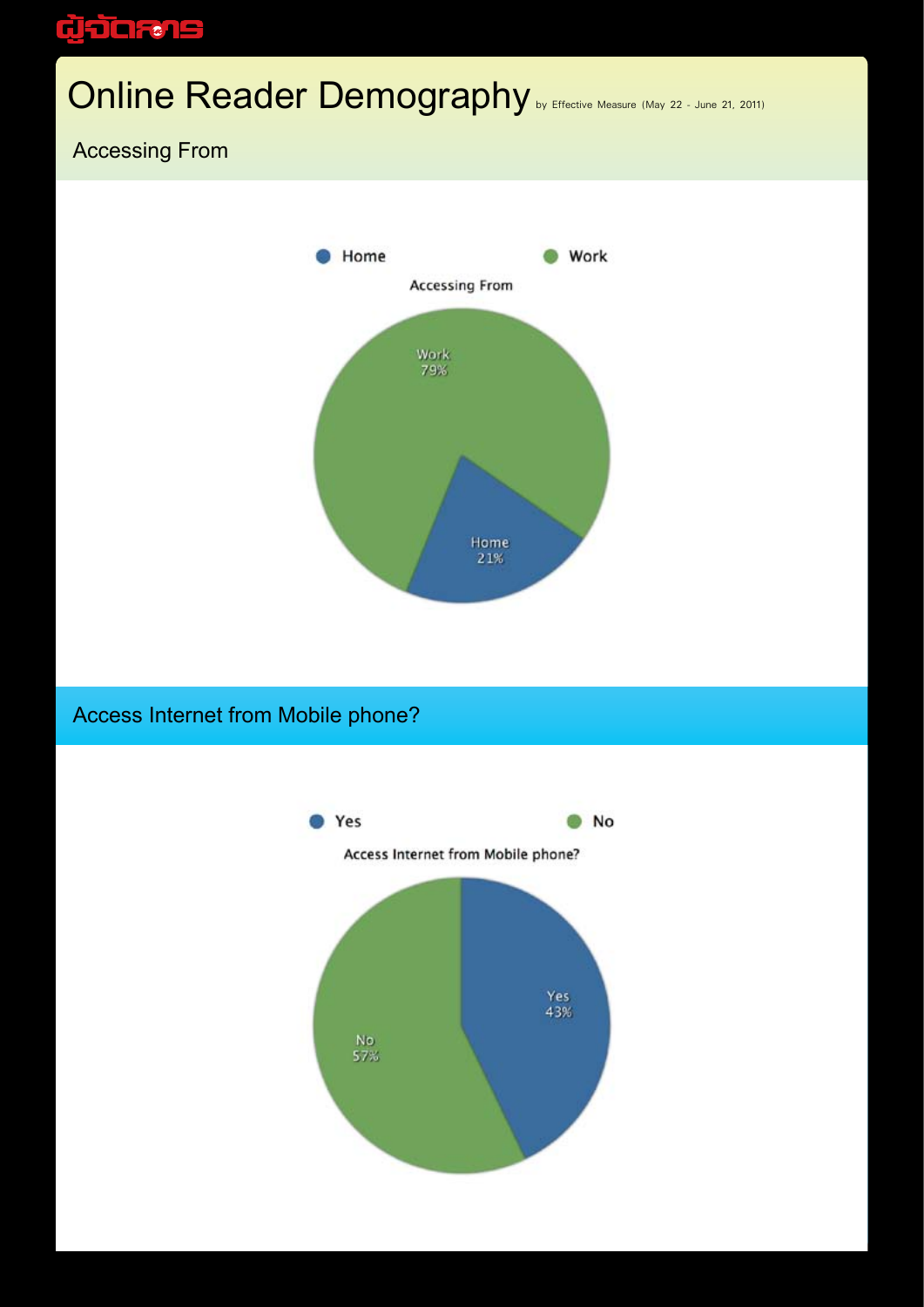# Online Reader Demography

by Effective Measure (May 22 - June 21, 2011)

## Accessing From

Home · Work

Accessing From

Work 79%

Home 21%

## Access Internet from Mobile phone?

Yes · No

Access Internet from Mobile phone?

Yes 43%

No 57%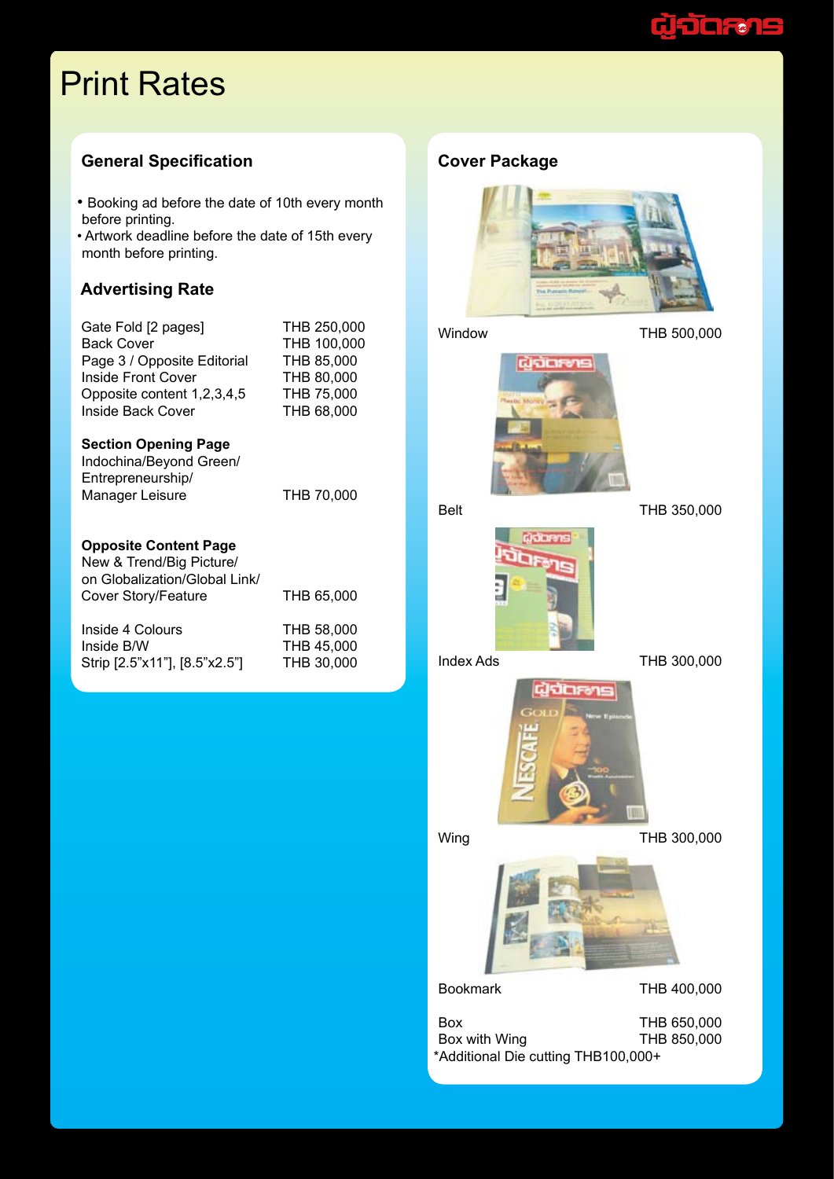# Print Rates

## General Specification

- Booking ad before the date of 10th every month before printing.
- Artwork deadline before the date of 15th every month before printing.

## Advertising Rate

| | |
|---|---|
| Gate Fold [2 pages] | THB 250,000 |
| Back Cover | THB 100,000 |
| Page 3 / Opposite Editorial | THB 85,000 |
| Inside Front Cover | THB 80,000 |
| Opposite content 1,2,3,4,5 | THB 75,000 |
| Inside Back Cover | THB 68,000 |

**Section Opening Page**

| | |
|---|---|
| Indochina/Beyond Green/ Entrepreneurship/ Manager Leisure | THB 70,000 |

**Opposite Content Page**

| | |
|---|---|
| New & Trend/Big Picture/ on Globalization/Global Link/ Cover Story/Feature | THB 65,000 |

| | |
|---|---|
| Inside 4 Colours | THB 58,000 |
| Inside B/W | THB 45,000 |
| Strip [2.5"x11"], [8.5"x2.5"] | THB 30,000 |

## Cover Package

| | |
|---|---|
| Window | THB 500,000 |
| Belt | THB 350,000 |
| Index Ads | THB 300,000 |
| Wing | THB 300,000 |
| Bookmark | THB 400,000 |
| Box | THB 650,000 |
| Box with Wing | THB 850,000 |

*Additional Die cutting THB100,000+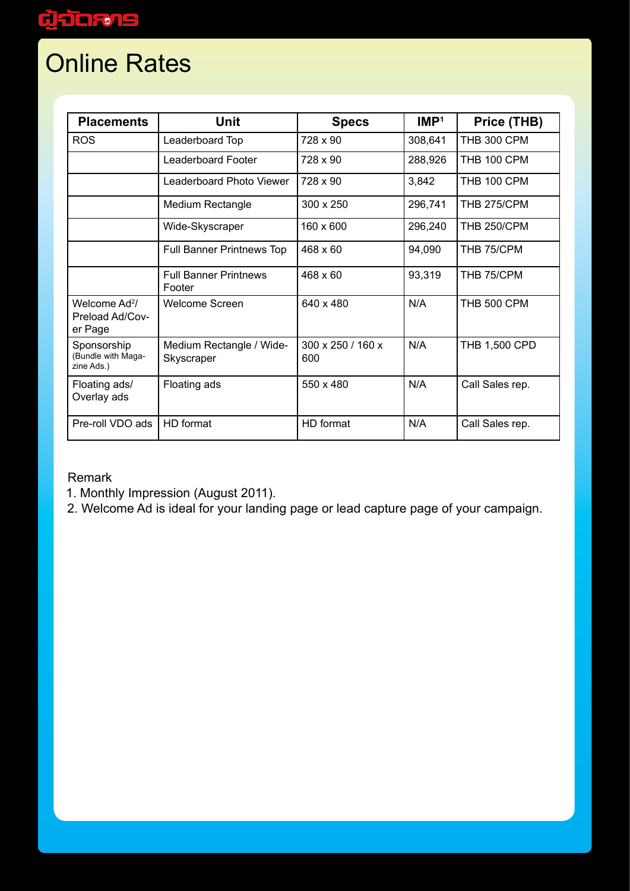# Online Rates

| Placements | Unit | Specs | IMP[1] | Price (THB) |
|---|---|---|---|---|
| ROS | Leaderboard Top | 728 x 90 | 308,641 | THB 300 CPM |
| | Leaderboard Footer | 728 x 90 | 288,926 | THB 100 CPM |
| | Leaderboard Photo Viewer | 728 x 90 | 3,842 | THB 100 CPM |
| | Medium Rectangle | 300 x 250 | 296,741 | THB 275/CPM |
| | Wide-Skyscraper | 160 x 600 | 296,240 | THB 250/CPM |
| | Full Banner Printnews Top | 468 x 60 | 94,090 | THB 75/CPM |
| | Full Banner Printnews Footer | 468 x 60 | 93,319 | THB 75/CPM |
| Welcome Ad[2]/ Preload Ad/Cover Page | Welcome Screen | 640 x 480 | N/A | THB 500 CPM |
| Sponsorship (Bundle with Magazine Ads.) | Medium Rectangle / Wide-Skyscraper | 300 x 250 / 160 x 600 | N/A | THB 1,500 CPD |
| Floating ads/ Overlay ads | Floating ads | 550 x 480 | N/A | Call Sales rep. |
| Pre-roll VDO ads | HD format | HD format | N/A | Call Sales rep. |

Remark

1. Monthly Impression (August 2011).
2. Welcome Ad is ideal for your landing page or lead capture page of your campaign.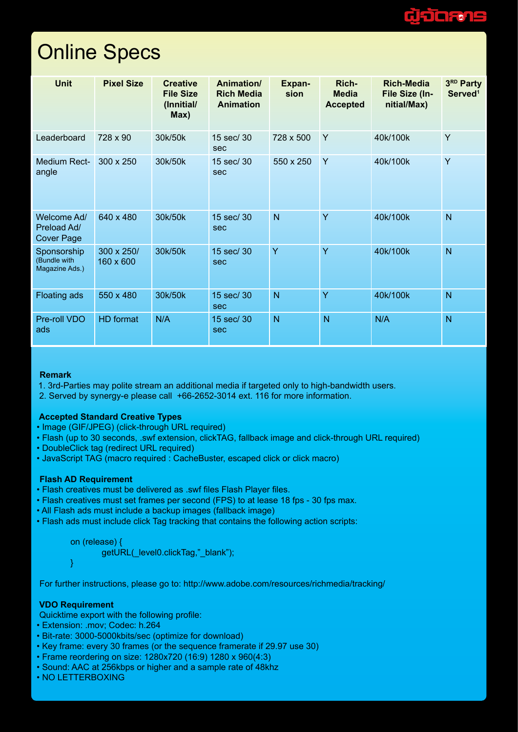# Online Specs

| Unit | Pixel Size | Creative File Size (Innitial/ Max) | Animation/ Rich Media Animation | Expan-sion | Rich-Media Accepted | Rich-Media File Size (In-nitial/Max) | 3[RD] Party Served[1] |
|---|---|---|---|---|---|---|---|
| Leaderboard | 728 x 90 | 30k/50k | 15 sec/ 30 sec | 728 x 500 | Y | 40k/100k | Y |
| Medium Rect-angle | 300 x 250 | 30k/50k | 15 sec/ 30 sec | 550 x 250 | Y | 40k/100k | Y |
| Welcome Ad/ Preload Ad/ Cover Page | 640 x 480 | 30k/50k | 15 sec/ 30 sec | N | Y | 40k/100k | N |
| Sponsorship (Bundle with Magazine Ads.) | 300 x 250/ 160 x 600 | 30k/50k | 15 sec/ 30 sec | Y | Y | 40k/100k | N |
| Floating ads | 550 x 480 | 30k/50k | 15 sec/ 30 sec | N | Y | 40k/100k | N |
| Pre-roll VDO ads | HD format | N/A | 15 sec/ 30 sec | N | N | N/A | N |

**Remark**

1. 3rd-Parties may polite stream an additional media if targeted only to high-bandwidth users.
2. Served by synergy-e please call +66-2652-3014 ext. 116 for more information.

**Accepted Standard Creative Types**

- Image (GIF/JPEG) (click-through URL required)
- Flash (up to 30 seconds, .swf extension, clickTAG, fallback image and click-through URL required)
- DoubleClick tag (redirect URL required)
- JavaScript TAG (macro required : CacheBuster, escaped click or click macro)

**Flash AD Requirement**

- Flash creatives must be delivered as .swf files Flash Player files.
- Flash creatives must set frames per second (FPS) to at lease 18 fps - 30 fps max.
- All Flash ads must include a backup images (fallback image)
- Flash ads must include click Tag tracking that contains the following action scripts:

```
on (release) {
        getURL(_level0.clickTag,"_blank");
}
```

For further instructions, please go to: http://www.adobe.com/resources/richmedia/tracking/

**VDO Requirement**

Quicktime export with the following profile:

- Extension: .mov; Codec: h.264
- Bit-rate: 3000-5000kbits/sec (optimize for download)
- Key frame: every 30 frames (or the sequence framerate if 29.97 use 30)
- Frame reordering on size: 1280x720 (16:9) 1280 x 960(4:3)
- Sound: AAC at 256kbps or higher and a sample rate of 48khz
- NO LETTERBOXING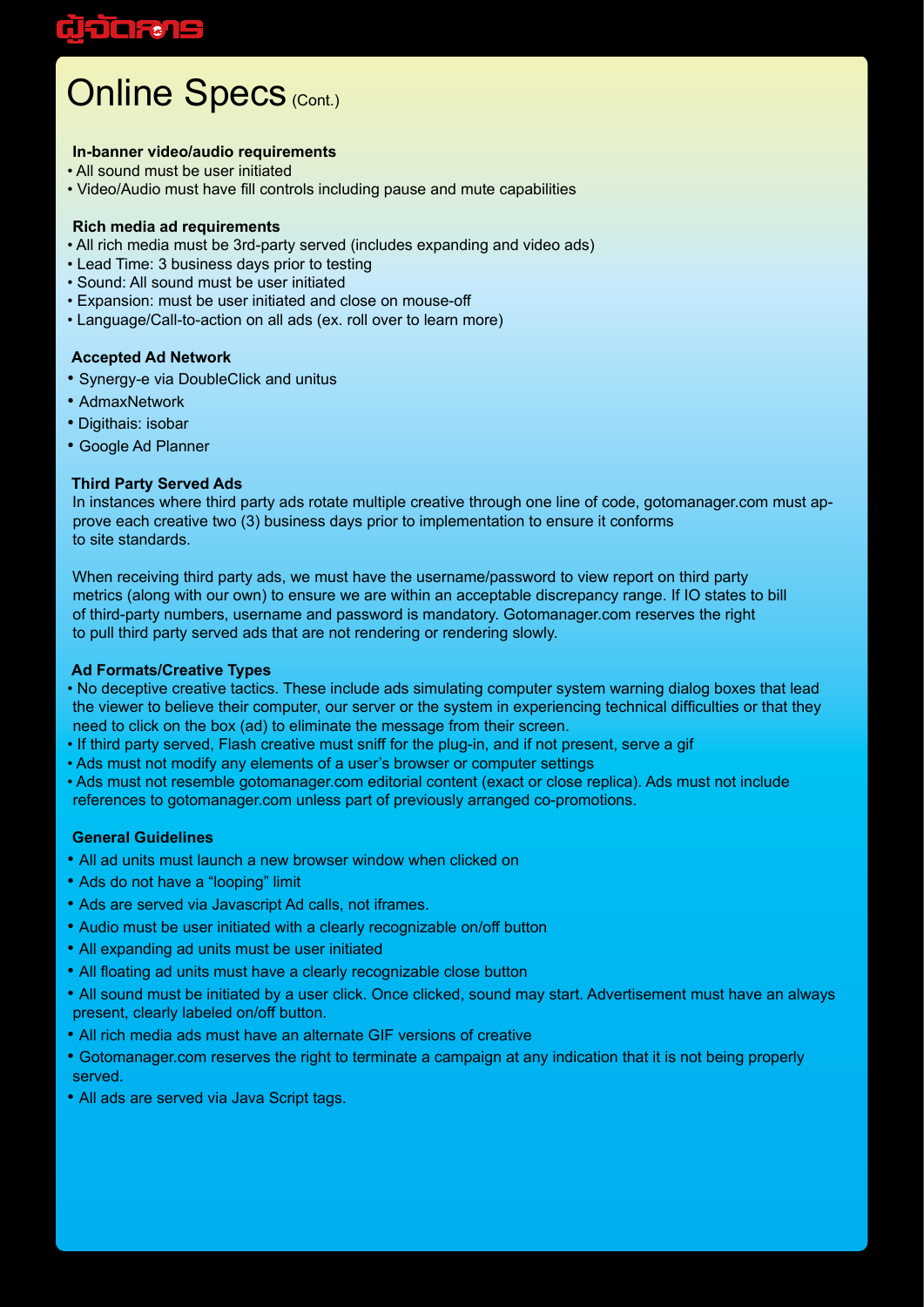# Online Specs (Cont.)

**In-banner video/audio requirements**

- All sound must be user initiated
- Video/Audio must have fill controls including pause and mute capabilities

**Rich media ad requirements**

- All rich media must be 3rd-party served (includes expanding and video ads)
- Lead Time: 3 business days prior to testing
- Sound: All sound must be user initiated
- Expansion: must be user initiated and close on mouse-off
- Language/Call-to-action on all ads (ex. roll over to learn more)

**Accepted Ad Network**

- Synergy-e via DoubleClick and unitus
- AdmaxNetwork
- Digithais: isobar
- Google Ad Planner

**Third Party Served Ads**

In instances where third party ads rotate multiple creative through one line of code, gotomanager.com must approve each creative two (3) business days prior to implementation to ensure it conforms to site standards.

When receiving third party ads, we must have the username/password to view report on third party metrics (along with our own) to ensure we are within an acceptable discrepancy range. If IO states to bill of third-party numbers, username and password is mandatory. Gotomanager.com reserves the right to pull third party served ads that are not rendering or rendering slowly.

**Ad Formats/Creative Types**

- No deceptive creative tactics. These include ads simulating computer system warning dialog boxes that lead the viewer to believe their computer, our server or the system in experiencing technical difficulties or that they need to click on the box (ad) to eliminate the message from their screen.
- If third party served, Flash creative must sniff for the plug-in, and if not present, serve a gif
- Ads must not modify any elements of a user's browser or computer settings
- Ads must not resemble gotomanager.com editorial content (exact or close replica). Ads must not include references to gotomanager.com unless part of previously arranged co-promotions.

**General Guidelines**

- All ad units must launch a new browser window when clicked on
- Ads do not have a "looping" limit
- Ads are served via Javascript Ad calls, not iframes.
- Audio must be user initiated with a clearly recognizable on/off button
- All expanding ad units must be user initiated
- All floating ad units must have a clearly recognizable close button
- All sound must be initiated by a user click. Once clicked, sound may start. Advertisement must have an always present, clearly labeled on/off button.
- All rich media ads must have an alternate GIF versions of creative
- Gotomanager.com reserves the right to terminate a campaign at any indication that it is not being properly served.
- All ads are served via Java Script tags.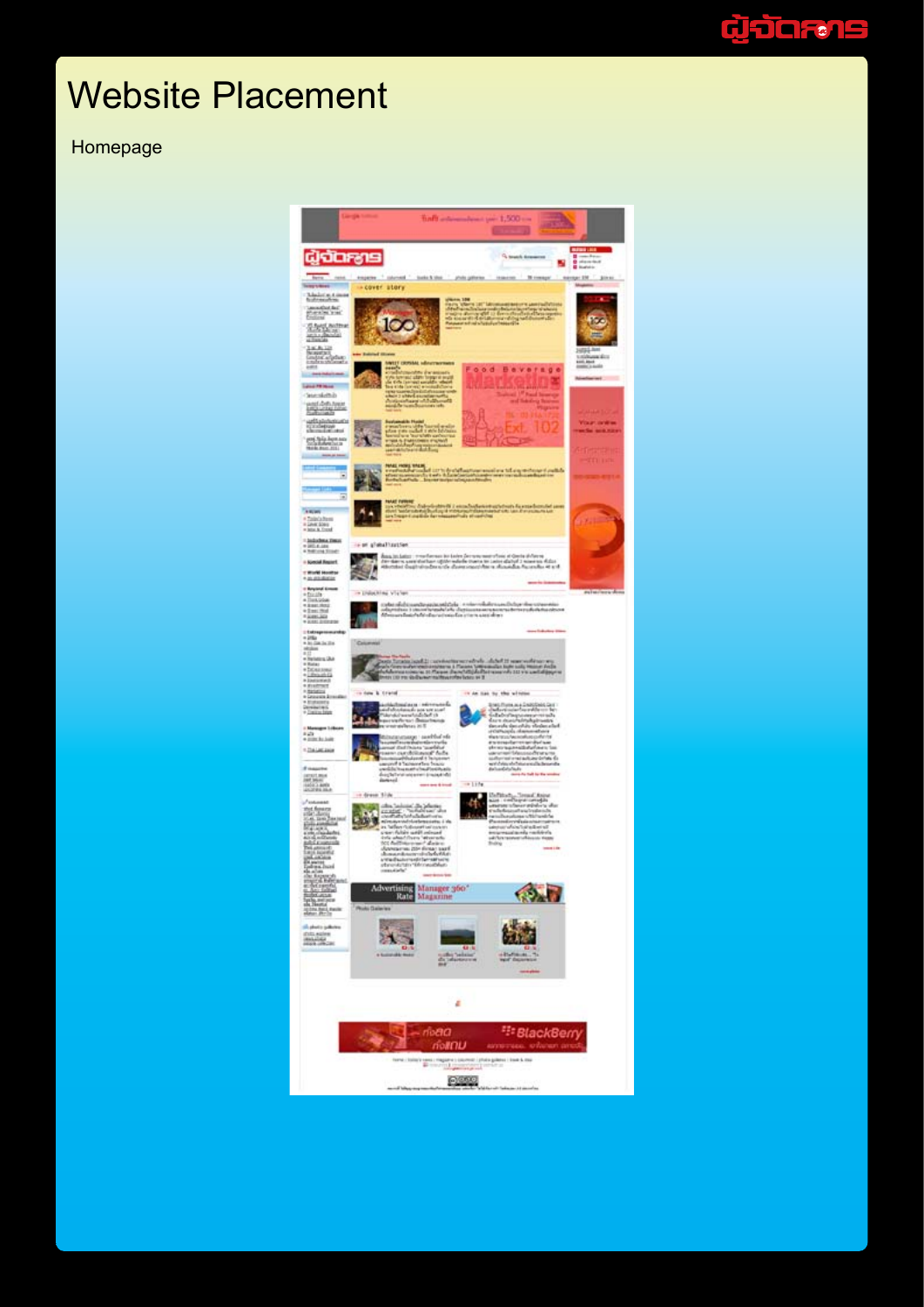# Website Placement

Homepage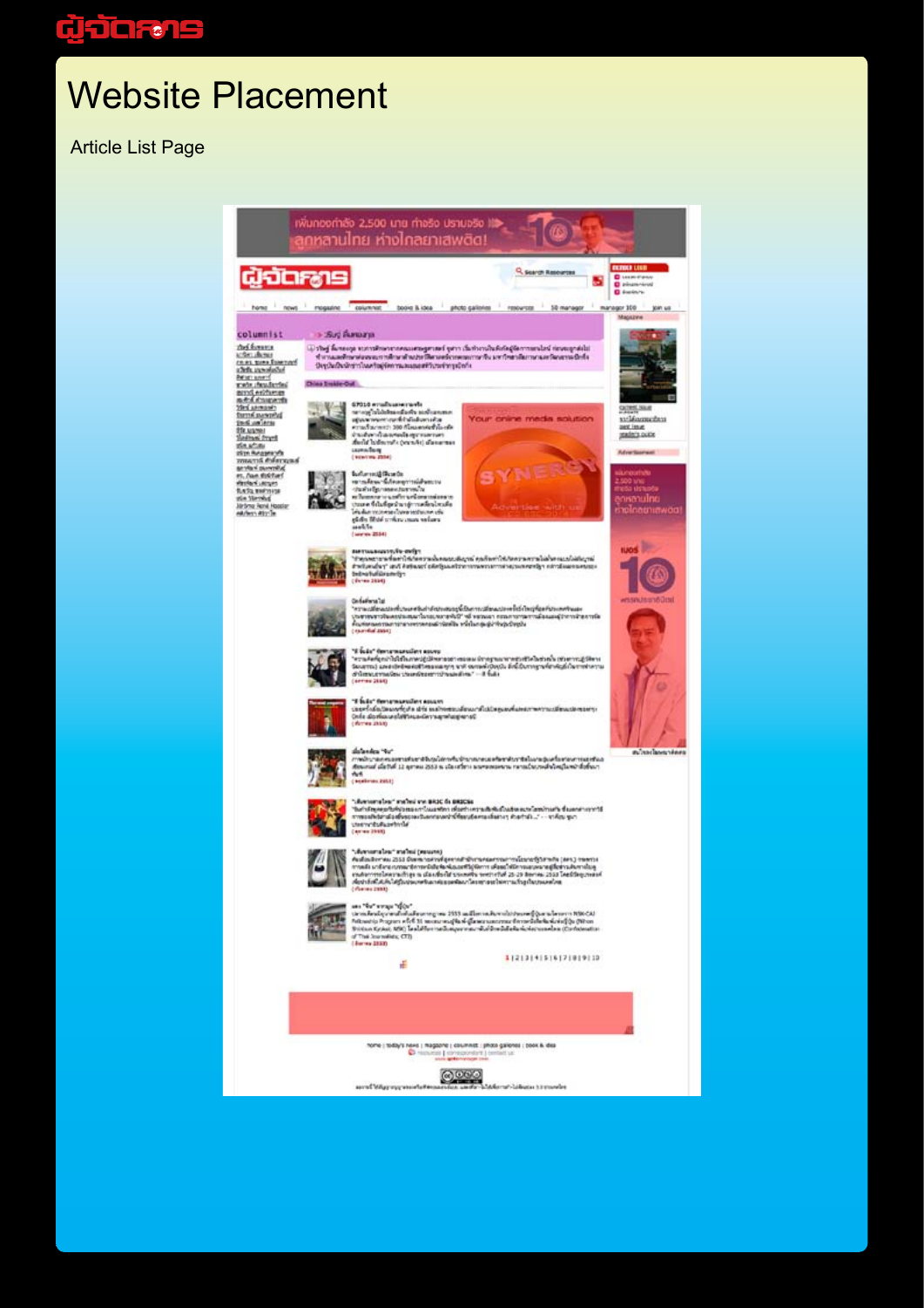# Website Placement

Article List Page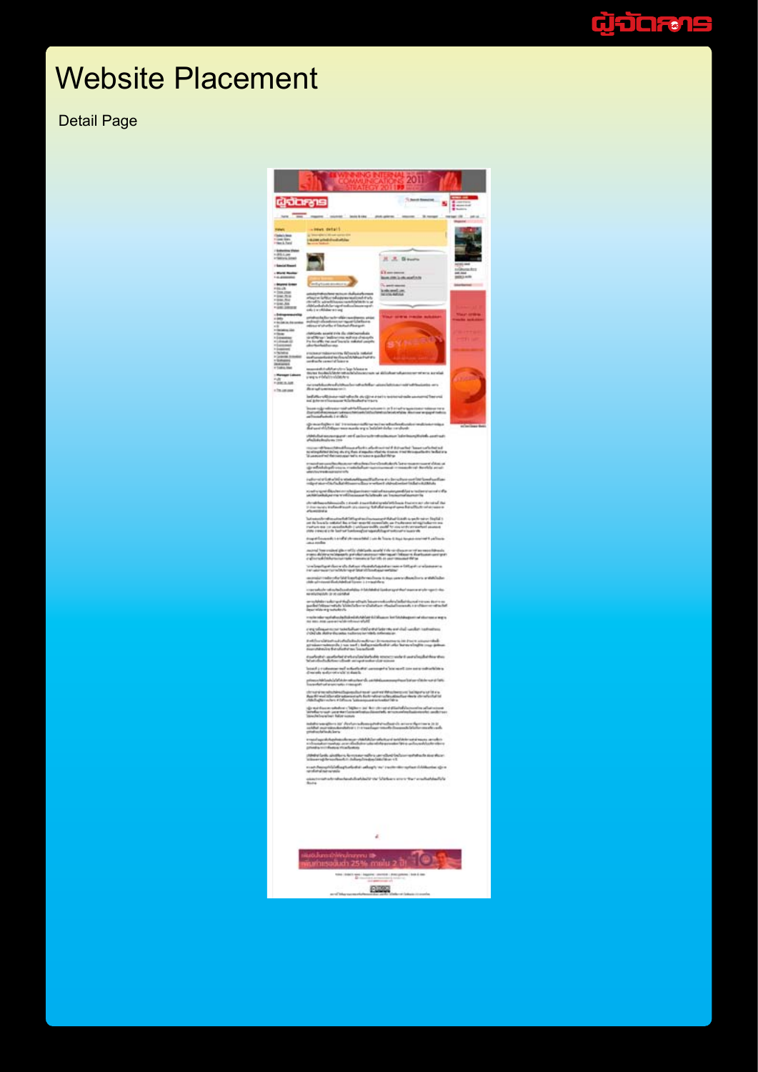# Website Placement

Detail Page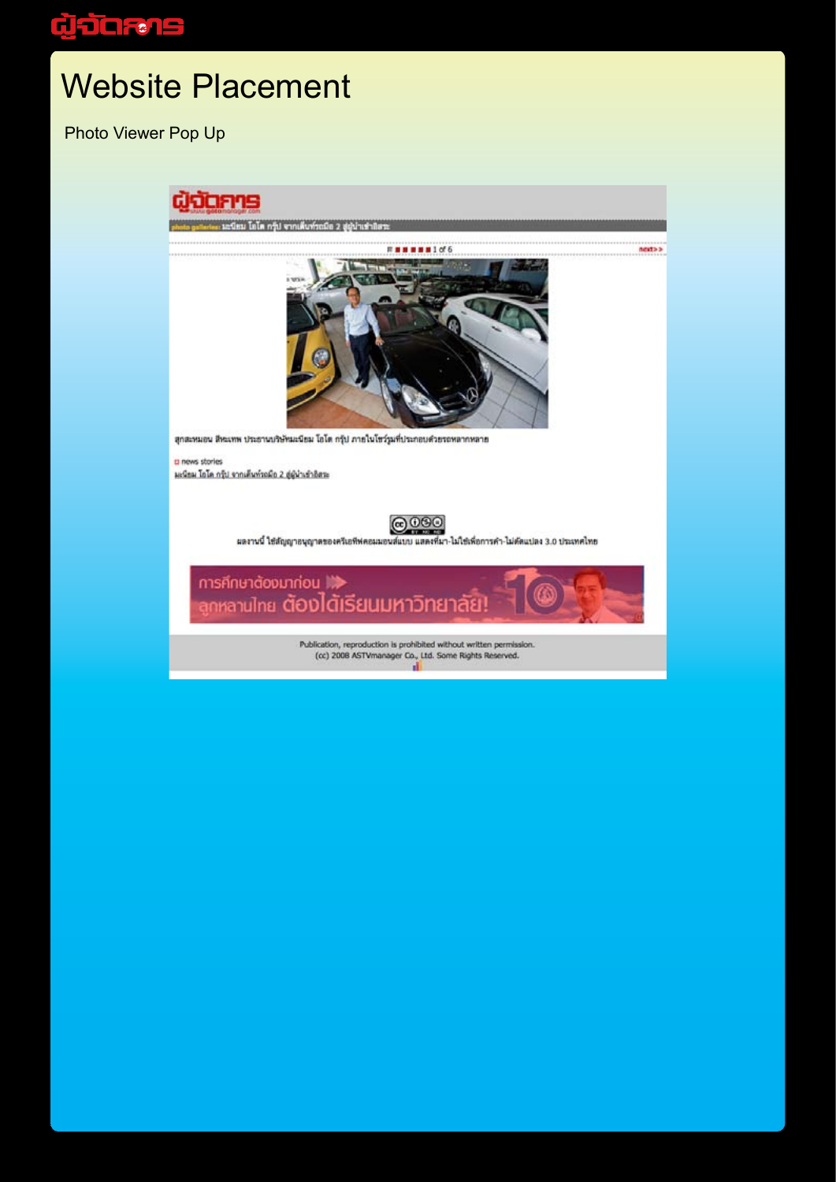# Website Placement

Photo Viewer Pop Up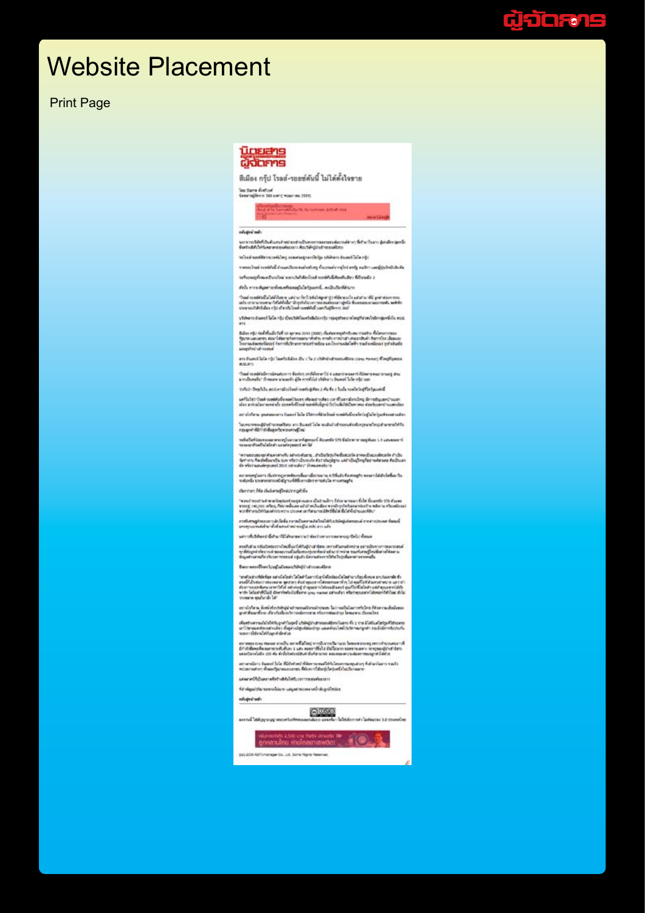# Website Placement

Print Page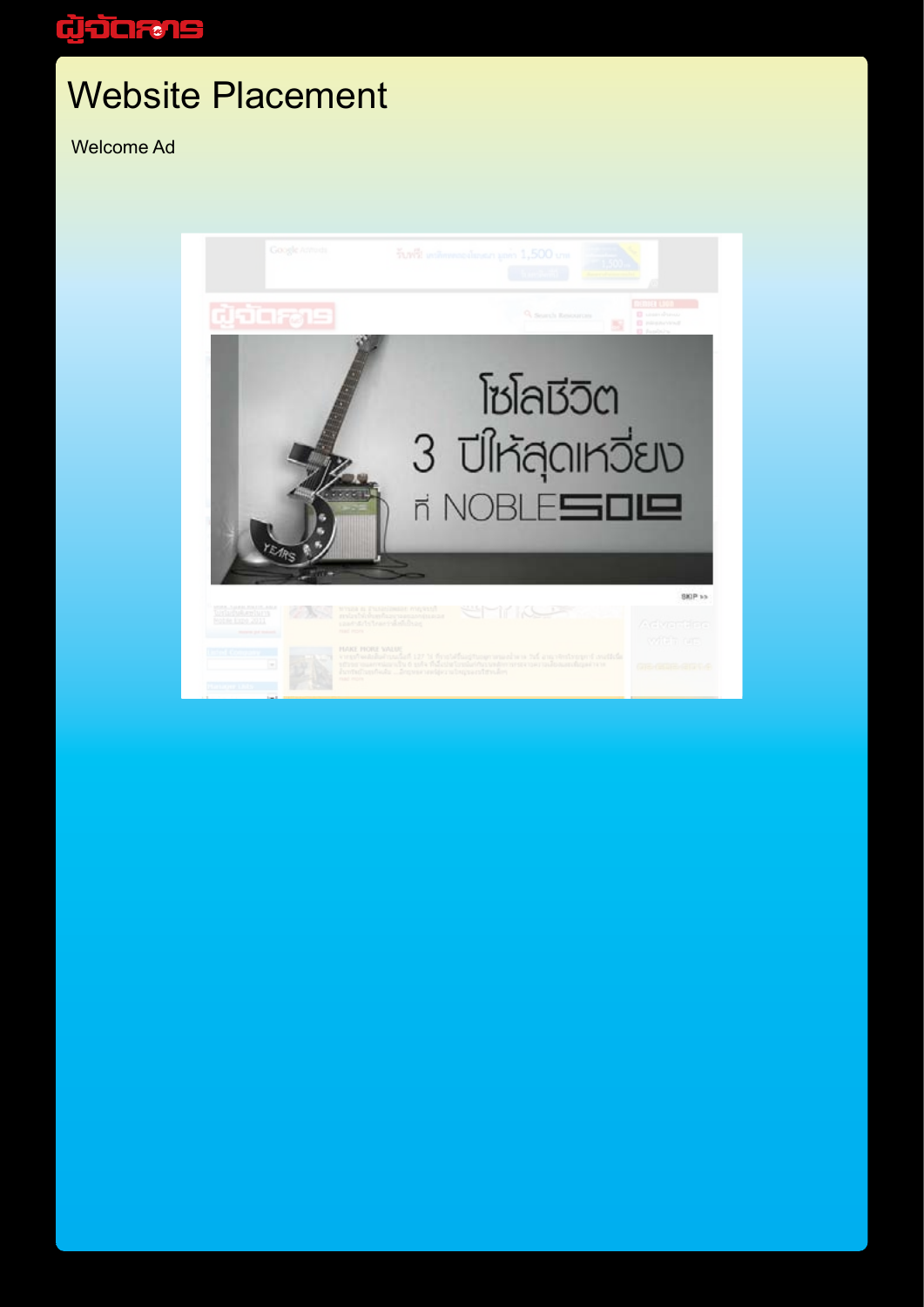# Website Placement

Welcome Ad